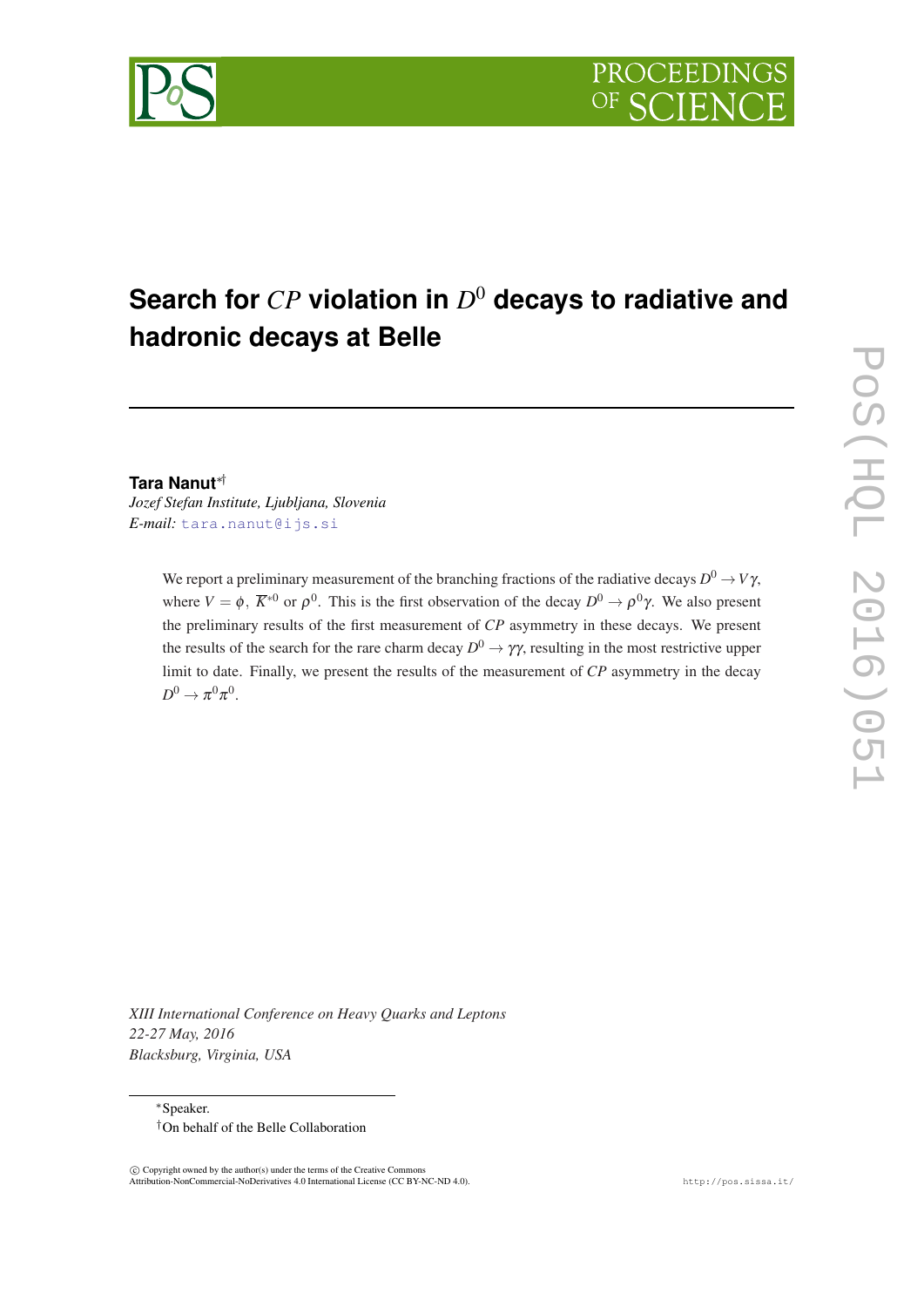# Search for $CP$ violation in $D^0$ decays to radiative and hadronic decays at Belle

**Tara Nanut**[\*†]

*Jozef Stefan Institute, Ljubljana, Slovenia*
*E-mail:* tara.nanut@ijs.si

We report a preliminary measurement of the branching fractions of the radiative decays $D^0 \to V\gamma$, where $V = \phi$, $\overline{K}^{*0}$ or $\rho^0$. This is the first observation of the decay $D^0 \to \rho^0\gamma$. We also present the preliminary results of the first measurement of $CP$ asymmetry in these decays. We present the results of the search for the rare charm decay $D^0 \to \gamma\gamma$, resulting in the most restrictive upper limit to date. Finally, we present the results of the measurement of $CP$ asymmetry in the decay $D^0 \to \pi^0\pi^0$.

*XIII International Conference on Heavy Quarks and Leptons*
*22-27 May, 2016*
*Blacksburg, Virginia, USA*

[\*]Speaker.
[†]On behalf of the Belle Collaboration

© Copyright owned by the author(s) under the terms of the Creative Commons Attribution-NonCommercial-NoDerivatives 4.0 International License (CC BY-NC-ND 4.0).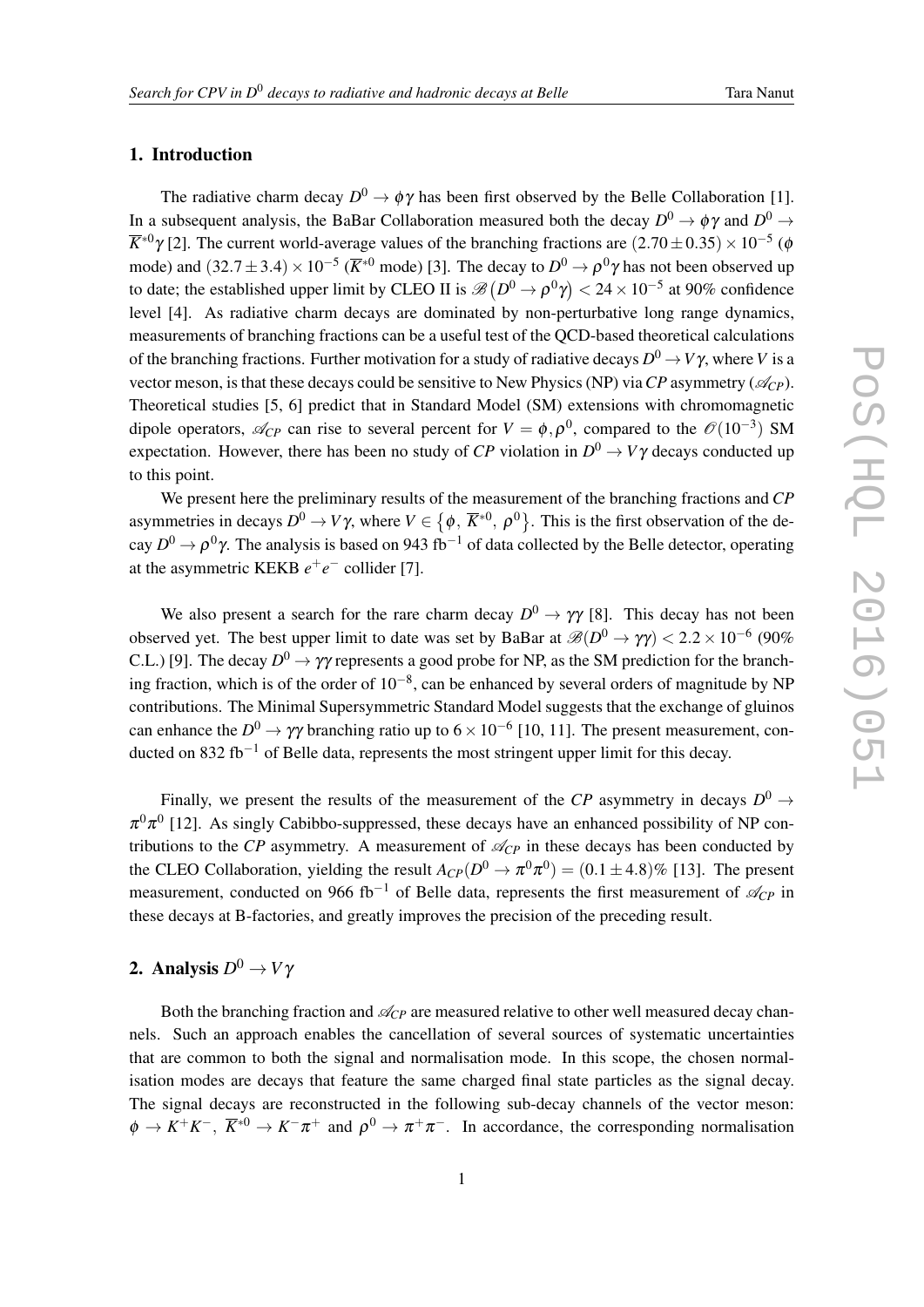## 1. Introduction

The radiative charm decay $D^0 \to \phi\gamma$ has been first observed by the Belle Collaboration [1]. In a subsequent analysis, the BaBar Collaboration measured both the decay $D^0 \to \phi\gamma$ and $D^0 \to \overline{K}^{*0}\gamma$ [2]. The current world-average values of the branching fractions are $(2.70 \pm 0.35) \times 10^{-5}$ ($\phi$ mode) and $(32.7 \pm 3.4) \times 10^{-5}$ ($\overline{K}^{*0}$ mode) [3]. The decay to $D^0 \to \rho^0\gamma$ has not been observed up to date; the established upper limit by CLEO II is $\mathscr{B}\left(D^0 \to \rho^0\gamma\right) < 24 \times 10^{-5}$ at 90% confidence level [4]. As radiative charm decays are dominated by non-perturbative long range dynamics, measurements of branching fractions can be a useful test of the QCD-based theoretical calculations of the branching fractions. Further motivation for a study of radiative decays $D^0 \to V\gamma$, where $V$ is a vector meson, is that these decays could be sensitive to New Physics (NP) via *CP* asymmetry ($\mathscr{A}_{CP}$). Theoretical studies [5, 6] predict that in Standard Model (SM) extensions with chromomagnetic dipole operators, $\mathscr{A}_{CP}$ can rise to several percent for $V = \phi, \rho^0$, compared to the $\mathscr{O}(10^{-3})$ SM expectation. However, there has been no study of *CP* violation in $D^0 \to V\gamma$ decays conducted up to this point.

We present here the preliminary results of the measurement of the branching fractions and *CP* asymmetries in decays $D^0 \to V\gamma$, where $V \in \left\{\phi,\ \overline{K}^{*0},\ \rho^0\right\}$. This is the first observation of the decay $D^0 \to \rho^0\gamma$. The analysis is based on 943 fb$^{-1}$ of data collected by the Belle detector, operating at the asymmetric KEKB $e^+e^-$ collider [7].

We also present a search for the rare charm decay $D^0 \to \gamma\gamma$ [8]. This decay has not been observed yet. The best upper limit to date was set by BaBar at $\mathscr{B}(D^0 \to \gamma\gamma) < 2.2 \times 10^{-6}$ (90% C.L.) [9]. The decay $D^0 \to \gamma\gamma$ represents a good probe for NP, as the SM prediction for the branching fraction, which is of the order of $10^{-8}$, can be enhanced by several orders of magnitude by NP contributions. The Minimal Supersymmetric Standard Model suggests that the exchange of gluinos can enhance the $D^0 \to \gamma\gamma$ branching ratio up to $6 \times 10^{-6}$ [10, 11]. The present measurement, conducted on 832 fb$^{-1}$ of Belle data, represents the most stringent upper limit for this decay.

Finally, we present the results of the measurement of the *CP* asymmetry in decays $D^0 \to \pi^0\pi^0$ [12]. As singly Cabibbo-suppressed, these decays have an enhanced possibility of NP contributions to the *CP* asymmetry. A measurement of $\mathscr{A}_{CP}$ in these decays has been conducted by the CLEO Collaboration, yielding the result $A_{CP}(D^0 \to \pi^0\pi^0) = (0.1 \pm 4.8)\%$ [13]. The present measurement, conducted on 966 fb$^{-1}$ of Belle data, represents the first measurement of $\mathscr{A}_{CP}$ in these decays at B-factories, and greatly improves the precision of the preceding result.

## 2. Analysis $D^0 \to V\gamma$

Both the branching fraction and $\mathscr{A}_{CP}$ are measured relative to other well measured decay channels. Such an approach enables the cancellation of several sources of systematic uncertainties that are common to both the signal and normalisation mode. In this scope, the chosen normalisation modes are decays that feature the same charged final state particles as the signal decay. The signal decays are reconstructed in the following sub-decay channels of the vector meson: $\phi \to K^+K^-$, $\overline{K}^{*0} \to K^-\pi^+$ and $\rho^0 \to \pi^+\pi^-$. In accordance, the corresponding normalisation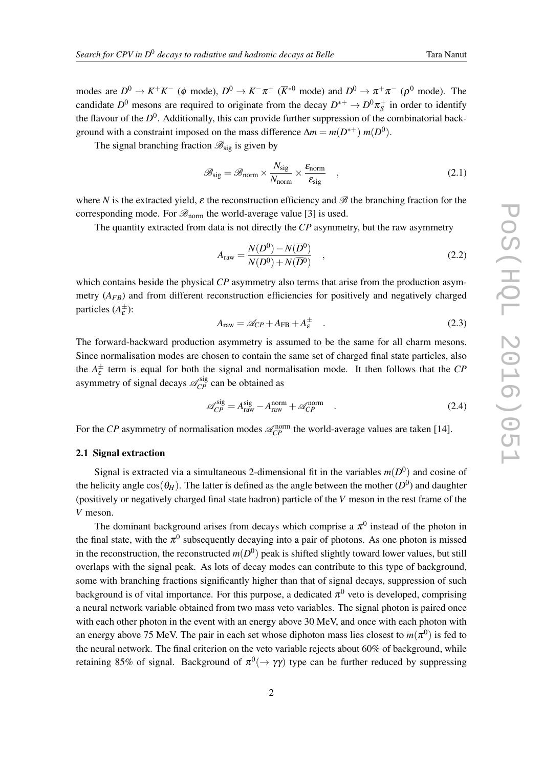modes are $D^0 \to K^+K^-$ ($\phi$ mode), $D^0 \to K^-\pi^+$ ($\overline{K}^{*0}$ mode) and $D^0 \to \pi^+\pi^-$ ($\rho^0$ mode). The candidate $D^0$ mesons are required to originate from the decay $D^{*+} \to D^0\pi_S^+$ in order to identify the flavour of the $D^0$. Additionally, this can provide further suppression of the combinatorial background with a constraint imposed on the mass difference $\Delta m = m(D^{*+})\, m(D^0)$.

The signal branching fraction $\mathscr{B}_{\text{sig}}$ is given by

$$\mathscr{B}_{\text{sig}} = \mathscr{B}_{\text{norm}} \times \frac{N_{\text{sig}}}{N_{\text{norm}}} \times \frac{\varepsilon_{\text{norm}}}{\varepsilon_{\text{sig}}} \quad , \tag{2.1}$$

where $N$ is the extracted yield, $\varepsilon$ the reconstruction efficiency and $\mathscr{B}$ the branching fraction for the corresponding mode. For $\mathscr{B}_{\text{norm}}$ the world-average value [3] is used.

The quantity extracted from data is not directly the *CP* asymmetry, but the raw asymmetry

$$A_{\text{raw}} = \frac{N(D^0) - N(\overline{D}^0)}{N(D^0) + N(\overline{D}^0)} \quad , \tag{2.2}$$

which contains beside the physical *CP* asymmetry also terms that arise from the production asymmetry ($A_{FB}$) and from different reconstruction efficiencies for positively and negatively charged particles ($A_\varepsilon^\pm$):

$$A_{\text{raw}} = \mathscr{A}_{CP} + A_{\text{FB}} + A_\varepsilon^\pm \quad . \tag{2.3}$$

The forward-backward production asymmetry is assumed to be the same for all charm mesons. Since normalisation modes are chosen to contain the same set of charged final state particles, also the $A_\varepsilon^\pm$ term is equal for both the signal and normalisation mode. It then follows that the *CP* asymmetry of signal decays $\mathscr{A}_{CP}^{\text{sig}}$ can be obtained as

$$\mathscr{A}_{CP}^{\text{sig}} = A_{\text{raw}}^{\text{sig}} - A_{\text{raw}}^{\text{norm}} + \mathscr{A}_{CP}^{\text{norm}} \quad . \tag{2.4}$$

For the *CP* asymmetry of normalisation modes $\mathscr{A}_{CP}^{\text{norm}}$ the world-average values are taken [14].

### 2.1 Signal extraction

Signal is extracted via a simultaneous 2-dimensional fit in the variables $m(D^0)$ and cosine of the helicity angle $\cos(\theta_H)$. The latter is defined as the angle between the mother ($D^0$) and daughter (positively or negatively charged final state hadron) particle of the $V$ meson in the rest frame of the $V$ meson.

The dominant background arises from decays which comprise a $\pi^0$ instead of the photon in the final state, with the $\pi^0$ subsequently decaying into a pair of photons. As one photon is missed in the reconstruction, the reconstructed $m(D^0)$ peak is shifted slightly toward lower values, but still overlaps with the signal peak. As lots of decay modes can contribute to this type of background, some with branching fractions significantly higher than that of signal decays, suppression of such background is of vital importance. For this purpose, a dedicated $\pi^0$ veto is developed, comprising a neural network variable obtained from two mass veto variables. The signal photon is paired once with each other photon in the event with an energy above 30 MeV, and once with each photon with an energy above 75 MeV. The pair in each set whose diphoton mass lies closest to $m(\pi^0)$ is fed to the neural network. The final criterion on the veto variable rejects about 60% of background, while retaining 85% of signal. Background of $\pi^0(\to\gamma\gamma)$ type can be further reduced by suppressing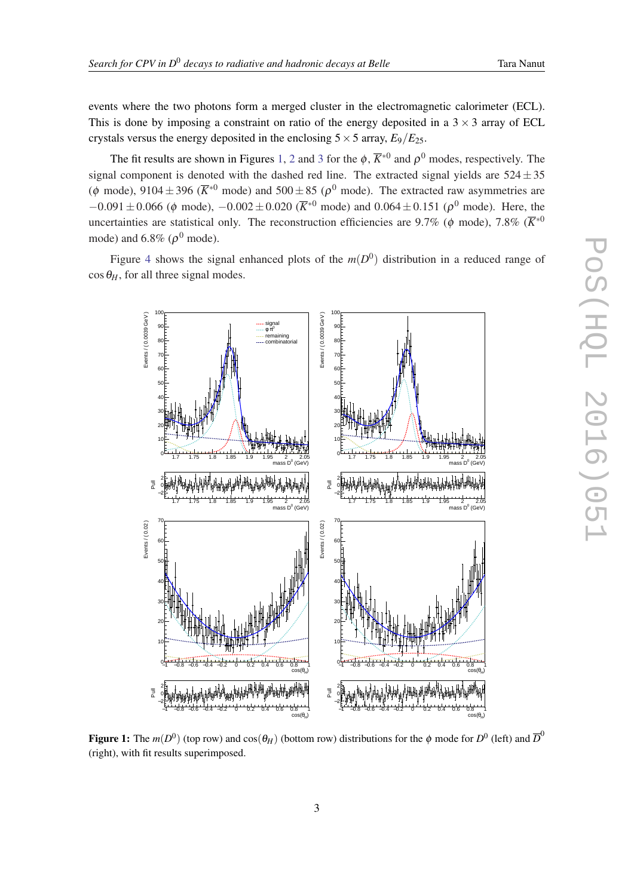events where the two photons form a merged cluster in the electromagnetic calorimeter (ECL). This is done by imposing a constraint on ratio of the energy deposited in a $3 \times 3$ array of ECL crystals versus the energy deposited in the enclosing $5 \times 5$ array, $E_9/E_{25}$.

The fit results are shown in Figures 1, 2 and 3 for the $\phi$, $\overline{K}^{*0}$ and $\rho^0$ modes, respectively. The signal component is denoted with the dashed red line. The extracted signal yields are $524 \pm 35$ ($\phi$ mode), $9104 \pm 396$ ($\overline{K}^{*0}$ mode) and $500 \pm 85$ ($\rho^0$ mode). The extracted raw asymmetries are $-0.091 \pm 0.066$ ($\phi$ mode), $-0.002 \pm 0.020$ ($\overline{K}^{*0}$ mode) and $0.064 \pm 0.151$ ($\rho^0$ mode). Here, the uncertainties are statistical only. The reconstruction efficiencies are 9.7% ($\phi$ mode), 7.8% ($\overline{K}^{*0}$ mode) and 6.8% ($\rho^0$ mode).

Figure 4 shows the signal enhanced plots of the $m(D^0)$ distribution in a reduced range of $\cos\theta_H$, for all three signal modes.

**Figure 1:** The $m(D^0)$ (top row) and $\cos(\theta_H)$ (bottom row) distributions for the $\phi$ mode for $D^0$ (left) and $\overline{D}^0$ (right), with fit results superimposed.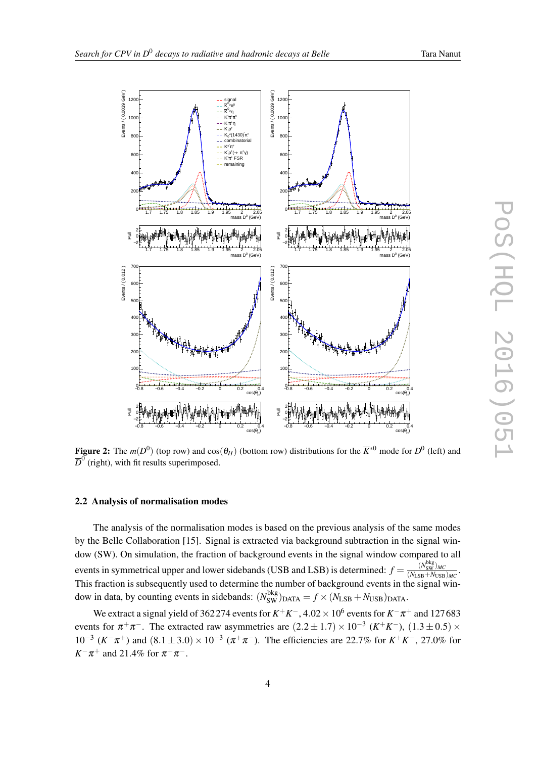**Figure 2:** The $m(D^0)$ (top row) and $\cos(\theta_H)$ (bottom row) distributions for the $\overline{K}^{*0}$ mode for $D^0$ (left) and $\overline{D}^0$ (right), with fit results superimposed.

### 2.2 Analysis of normalisation modes

The analysis of the normalisation modes is based on the previous analysis of the same modes by the Belle Collaboration [15]. Signal is extracted via background subtraction in the signal window (SW). On simulation, the fraction of background events in the signal window compared to all events in symmetrical upper and lower sidebands (USB and LSB) is determined: $f = \frac{(N_{\rm SW}^{\rm bkg})_{MC}}{(N_{\rm LSB}+N_{\rm USB})_{MC}}$. This fraction is subsequently used to determine the number of background events in the signal window in data, by counting events in sidebands: $(N_{\rm SW}^{\rm bkg})_{\rm DATA} = f \times (N_{\rm LSB}+N_{\rm USB})_{\rm DATA}$.

We extract a signal yield of 362 274 events for $K^+K^-$, $4.02 \times 10^6$ events for $K^-\pi^+$ and 127 683 events for $\pi^+\pi^-$. The extracted raw asymmetries are $(2.2 \pm 1.7) \times 10^{-3}$ ($K^+K^-$), $(1.3 \pm 0.5) \times 10^{-3}$ ($K^-\pi^+$) and $(8.1 \pm 3.0) \times 10^{-3}$ ($\pi^+\pi^-$). The efficiencies are 22.7% for $K^+K^-$, 27.0% for $K^-\pi^+$ and 21.4% for $\pi^+\pi^-$.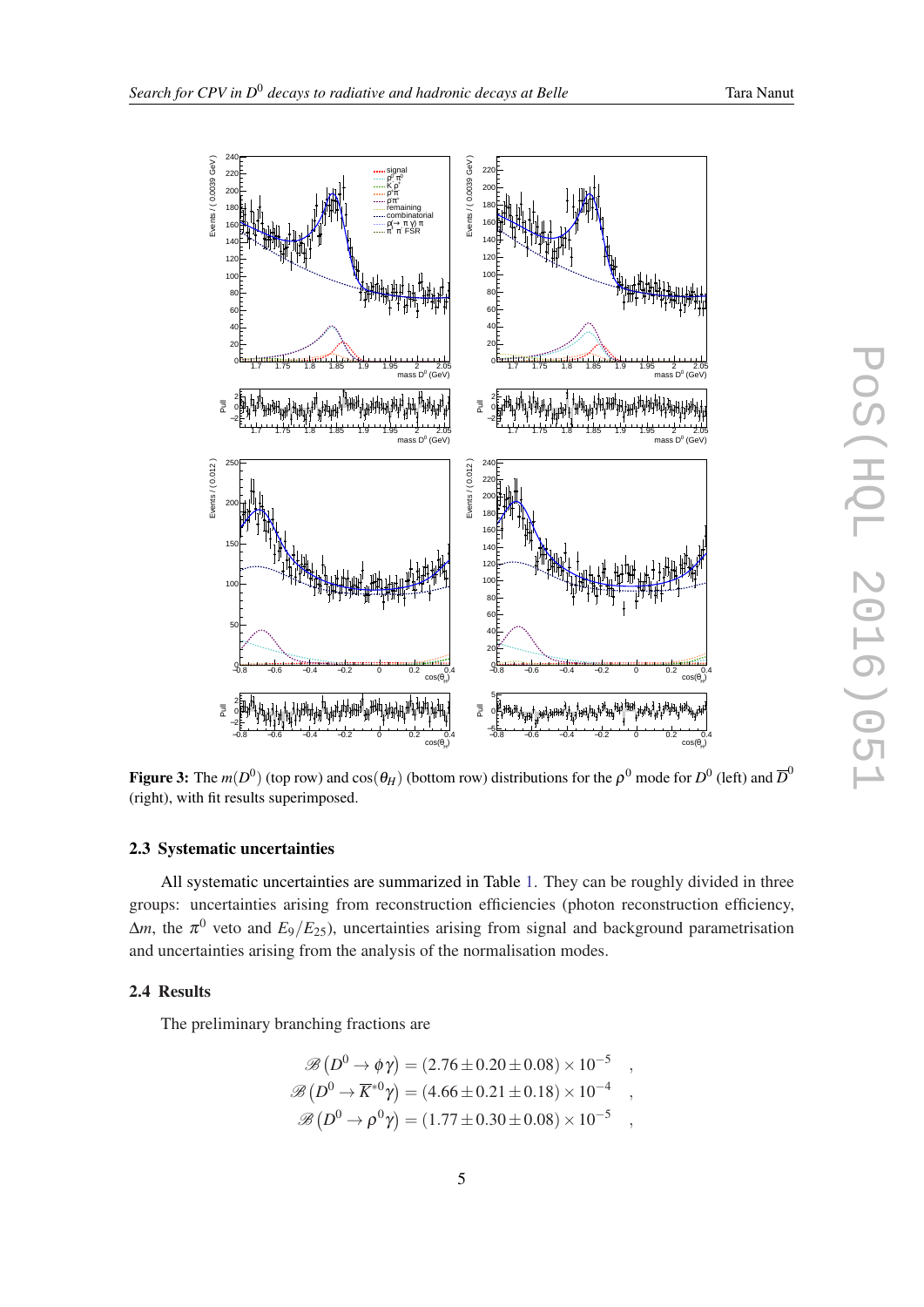**Figure 3:** The $m(D^0)$ (top row) and $\cos(\theta_H)$ (bottom row) distributions for the $\rho^0$ mode for $D^0$ (left) and $\overline{D}^0$ (right), with fit results superimposed.

### 2.3 Systematic uncertainties

All systematic uncertainties are summarized in Table 1. They can be roughly divided in three groups: uncertainties arising from reconstruction efficiencies (photon reconstruction efficiency, $\Delta m$, the $\pi^0$ veto and $E_9/E_{25}$), uncertainties arising from signal and background parametrisation and uncertainties arising from the analysis of the normalisation modes.

### 2.4 Results

The preliminary branching fractions are

$$\mathscr{B}\left(D^0 \to \phi\gamma\right) = (2.76 \pm 0.20 \pm 0.08) \times 10^{-5} \quad ,$$
$$\mathscr{B}\left(D^0 \to \overline{K}^{*0}\gamma\right) = (4.66 \pm 0.21 \pm 0.18) \times 10^{-4} \quad ,$$
$$\mathscr{B}\left(D^0 \to \rho^0\gamma\right) = (1.77 \pm 0.30 \pm 0.08) \times 10^{-5} \quad ,$$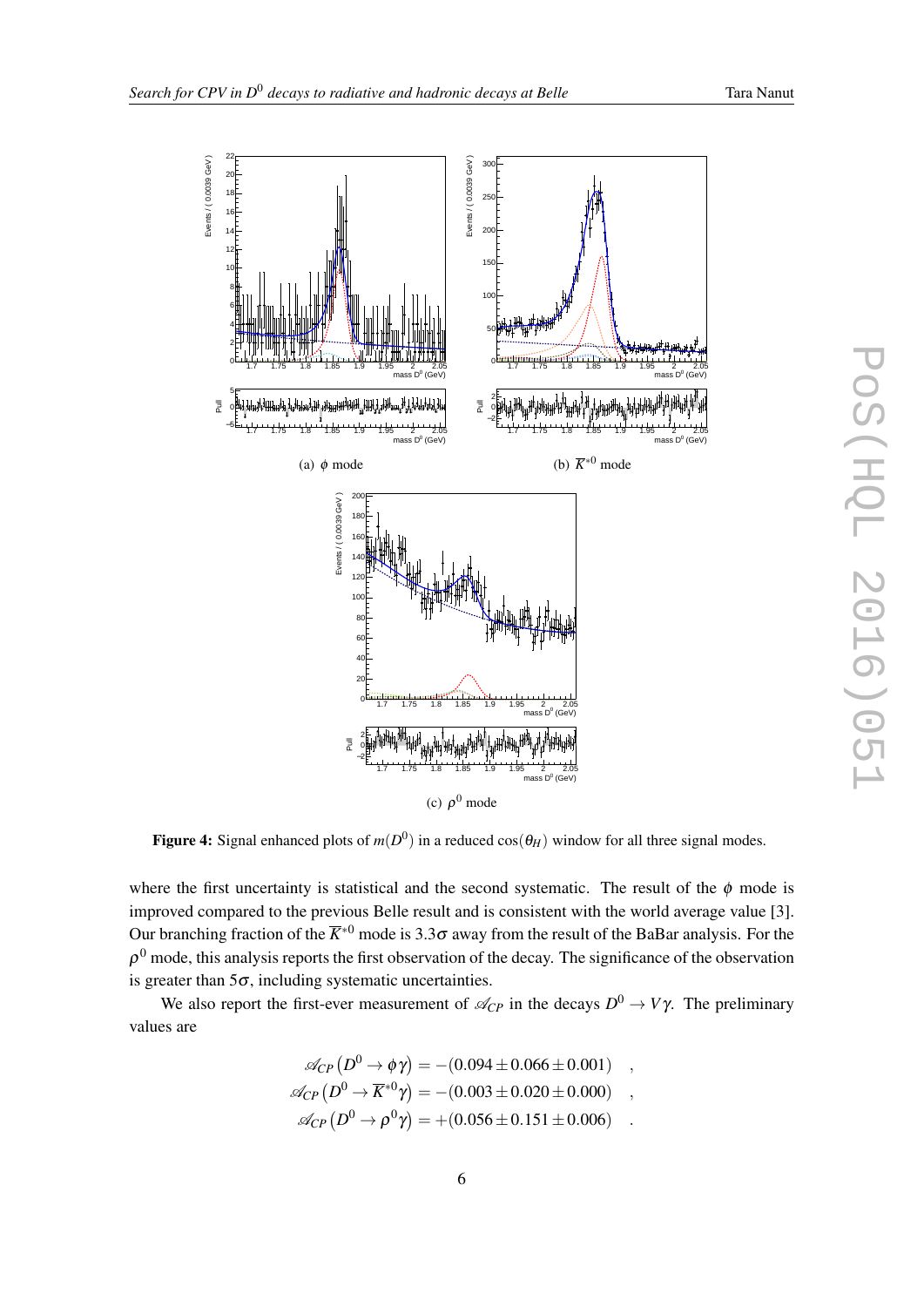(a) $\phi$ mode

(b) $\overline{K}^{*0}$ mode

(c) $\rho^0$ mode

**Figure 4:** Signal enhanced plots of $m(D^0)$ in a reduced $\cos(\theta_H)$ window for all three signal modes.

where the first uncertainty is statistical and the second systematic. The result of the $\phi$ mode is improved compared to the previous Belle result and is consistent with the world average value [3]. Our branching fraction of the $\overline{K}^{*0}$ mode is $3.3\sigma$ away from the result of the BaBar analysis. For the $\rho^0$ mode, this analysis reports the first observation of the decay. The significance of the observation is greater than $5\sigma$, including systematic uncertainties.

We also report the first-ever measurement of $\mathscr{A}_{CP}$ in the decays $D^0 \to V\gamma$. The preliminary values are

$$
\begin{aligned}
\mathscr{A}_{CP}\left(D^0 \to \phi\gamma\right) &= -(0.094 \pm 0.066 \pm 0.001) \quad , \\
\mathscr{A}_{CP}\left(D^0 \to \overline{K}^{*0}\gamma\right) &= -(0.003 \pm 0.020 \pm 0.000) \quad , \\
\mathscr{A}_{CP}\left(D^0 \to \rho^0\gamma\right) &= +(0.056 \pm 0.151 \pm 0.006) \quad .
\end{aligned}
$$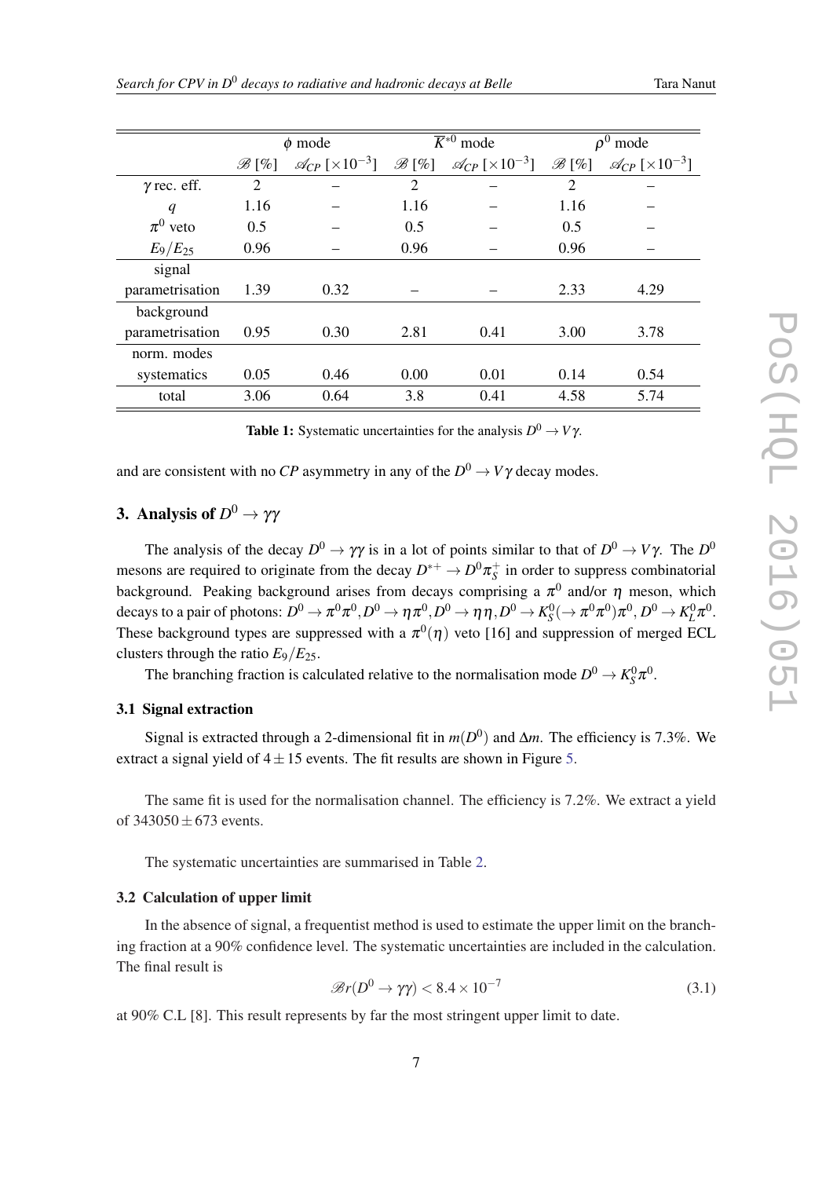| | $\phi$ mode | | $\overline{K}^{*0}$ mode | | $\rho^0$ mode | |
|---|---|---|---|---|---|---|
| | $\mathscr{B}$ [%] | $\mathscr{A}_{CP}$ [$\times 10^{-3}$] | $\mathscr{B}$ [%] | $\mathscr{A}_{CP}$ [$\times 10^{-3}$] | $\mathscr{B}$ [%] | $\mathscr{A}_{CP}$ [$\times 10^{-3}$] |
| $\gamma$ rec. eff. | 2 | – | 2 | – | 2 | – |
| $q$ | 1.16 | – | 1.16 | – | 1.16 | – |
| $\pi^0$ veto | 0.5 | – | 0.5 | – | 0.5 | – |
| $E_9/E_{25}$ | 0.96 | – | 0.96 | – | 0.96 | – |
| signal parametrisation | 1.39 | 0.32 | – | – | 2.33 | 4.29 |
| background parametrisation | 0.95 | 0.30 | 2.81 | 0.41 | 3.00 | 3.78 |
| norm. modes systematics | 0.05 | 0.46 | 0.00 | 0.01 | 0.14 | 0.54 |
| total | 3.06 | 0.64 | 3.8 | 0.41 | 4.58 | 5.74 |

**Table 1:** Systematic uncertainties for the analysis $D^0 \to V\gamma$.

and are consistent with no *CP* asymmetry in any of the $D^0 \to V\gamma$ decay modes.

## 3. Analysis of $D^0 \to \gamma\gamma$

The analysis of the decay $D^0 \to \gamma\gamma$ is in a lot of points similar to that of $D^0 \to V\gamma$. The $D^0$ mesons are required to originate from the decay $D^{*+} \to D^0\pi_S^+$ in order to suppress combinatorial background. Peaking background arises from decays comprising a $\pi^0$ and/or $\eta$ meson, which decays to a pair of photons: $D^0 \to \pi^0\pi^0, D^0 \to \eta\pi^0, D^0 \to \eta\eta, D^0 \to K_S^0(\to \pi^0\pi^0)\pi^0, D^0 \to K_L^0\pi^0$. These background types are suppressed with a $\pi^0(\eta)$ veto [16] and suppression of merged ECL clusters through the ratio $E_9/E_{25}$.

The branching fraction is calculated relative to the normalisation mode $D^0 \to K_S^0\pi^0$.

### 3.1 Signal extraction

Signal is extracted through a 2-dimensional fit in $m(D^0)$ and $\Delta m$. The efficiency is 7.3%. We extract a signal yield of $4 \pm 15$ events. The fit results are shown in Figure 5.

The same fit is used for the normalisation channel. The efficiency is 7.2%. We extract a yield of $343050 \pm 673$ events.

The systematic uncertainties are summarised in Table 2.

### 3.2 Calculation of upper limit

In the absence of signal, a frequentist method is used to estimate the upper limit on the branching fraction at a 90% confidence level. The systematic uncertainties are included in the calculation. The final result is

$$\mathscr{B}r(D^0 \to \gamma\gamma) < 8.4 \times 10^{-7} \tag{3.1}$$

at 90% C.L [8]. This result represents by far the most stringent upper limit to date.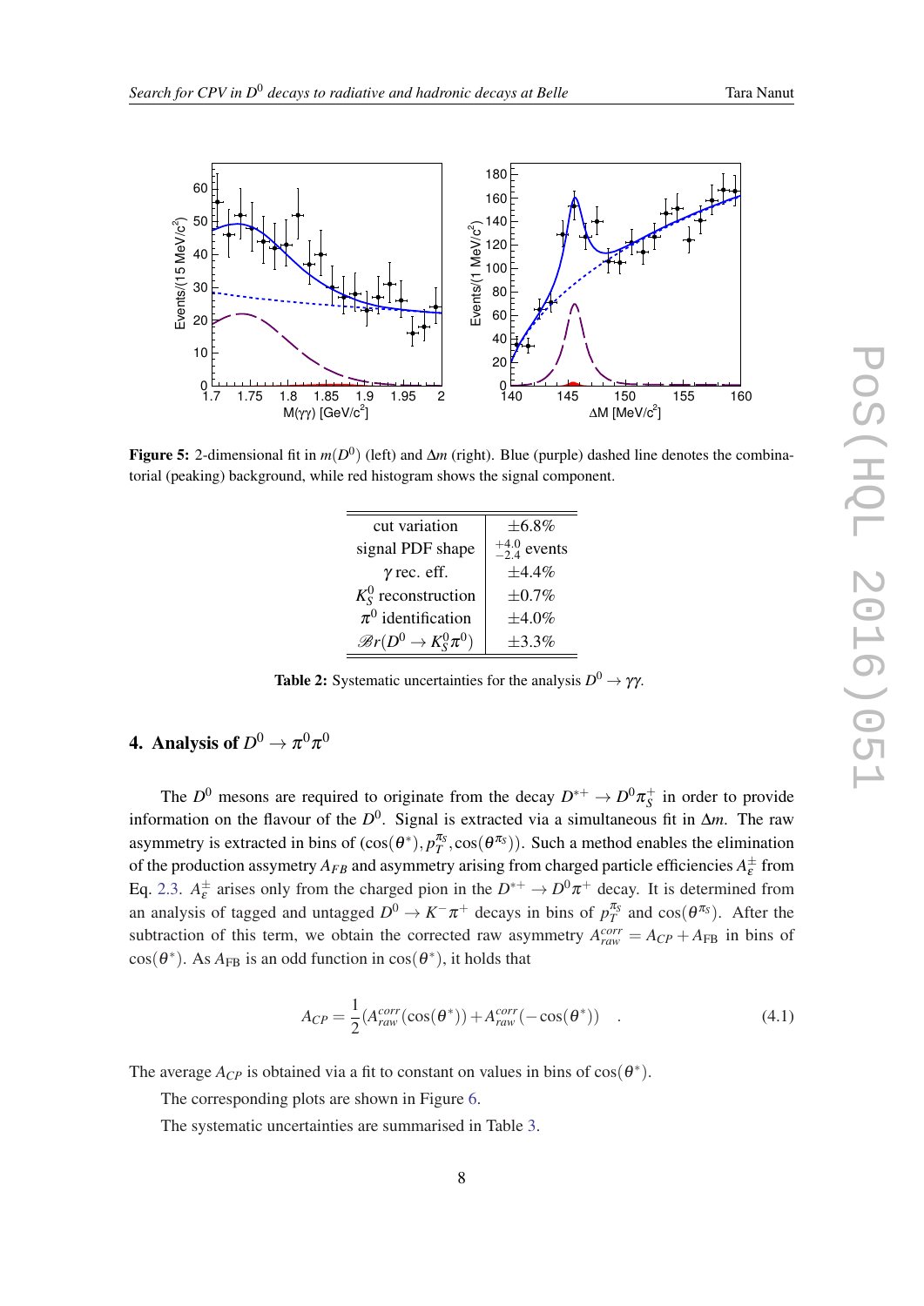**Figure 5:** 2-dimensional fit in $m(D^0)$ (left) and $\Delta m$ (right). Blue (purple) dashed line denotes the combinatorial (peaking) background, while red histogram shows the signal component.

| cut variation | $\pm 6.8\%$ |
|---|---|
| signal PDF shape | $^{+4.0}_{-2.4}$ events |
| $\gamma$ rec. eff. | $\pm 4.4\%$ |
| $K_S^0$ reconstruction | $\pm 0.7\%$ |
| $\pi^0$ identification | $\pm 4.0\%$ |
| $\mathscr{B}r(D^0 \to K_S^0 \pi^0)$ | $\pm 3.3\%$ |

**Table 2:** Systematic uncertainties for the analysis $D^0 \to \gamma\gamma$.

## 4. Analysis of $D^0 \to \pi^0\pi^0$

The $D^0$ mesons are required to originate from the decay $D^{*+} \to D^0 \pi_S^+$ in order to provide information on the flavour of the $D^0$. Signal is extracted via a simultaneous fit in $\Delta m$. The raw asymmetry is extracted in bins of $(\cos(\theta^*), p_T^{\pi_S}, \cos(\theta^{\pi_S}))$. Such a method enables the elimination of the production assymetry $A_{FB}$ and asymmetry arising from charged particle efficiencies $A_\varepsilon^\pm$ from Eq. 2.3. $A_\varepsilon^\pm$ arises only from the charged pion in the $D^{*+} \to D^0 \pi^+$ decay. It is determined from an analysis of tagged and untagged $D^0 \to K^-\pi^+$ decays in bins of $p_T^{\pi_S}$ and $\cos(\theta^{\pi_S})$. After the subtraction of this term, we obtain the corrected raw asymmetry $A_{raw}^{corr} = A_{CP} + A_{\rm FB}$ in bins of $\cos(\theta^*)$. As $A_{\rm FB}$ is an odd function in $\cos(\theta^*)$, it holds that

$$A_{CP} = \frac{1}{2}(A_{raw}^{corr}(\cos(\theta^*)) + A_{raw}^{corr}(-\cos(\theta^*))) \quad . \tag{4.1}$$

The average $A_{CP}$ is obtained via a fit to constant on values in bins of $\cos(\theta^*)$.

The corresponding plots are shown in Figure 6.

The systematic uncertainties are summarised in Table 3.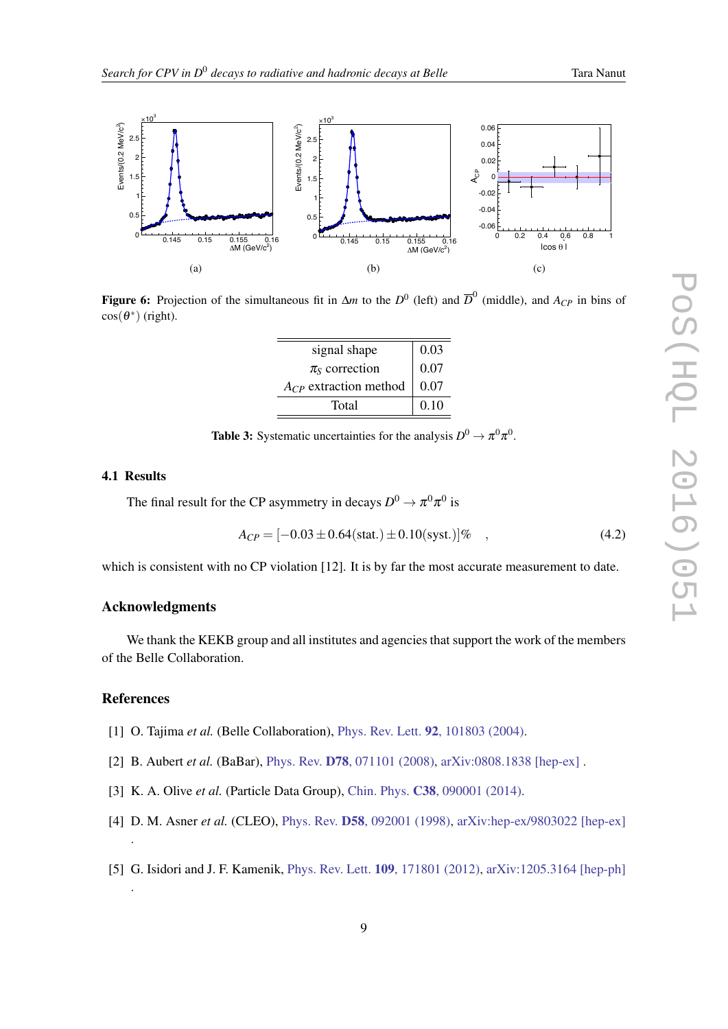Figure 6: Projection of the simultaneous fit in $\Delta m$ to the $D^0$ (left) and $\overline{D}^0$ (middle), and $A_{CP}$ in bins of $\cos(\theta^*)$ (right).

| | |
|---|---|
| signal shape | 0.03 |
| $\pi_S$ correction | 0.07 |
| $A_{CP}$ extraction method | 0.07 |
| Total | 0.10 |

**Table 3:** Systematic uncertainties for the analysis $D^0 \to \pi^0\pi^0$.

### 4.1 Results

The final result for the CP asymmetry in decays $D^0 \to \pi^0\pi^0$ is

$$A_{CP} = [-0.03 \pm 0.64(\text{stat.}) \pm 0.10(\text{syst.})]\% \quad , \tag{4.2}$$

which is consistent with no CP violation [12]. It is by far the most accurate measurement to date.

## Acknowledgments

We thank the KEKB group and all institutes and agencies that support the work of the members of the Belle Collaboration.

## References

[1] O. Tajima *et al.* (Belle Collaboration), Phys. Rev. Lett. **92**, 101803 (2004).

[2] B. Aubert *et al.* (BaBar), Phys. Rev. **D78**, 071101 (2008), arXiv:0808.1838 [hep-ex] .

[3] K. A. Olive *et al.* (Particle Data Group), Chin. Phys. **C38**, 090001 (2014).

[4] D. M. Asner *et al.* (CLEO), Phys. Rev. **D58**, 092001 (1998), arXiv:hep-ex/9803022 [hep-ex] .

[5] G. Isidori and J. F. Kamenik, Phys. Rev. Lett. **109**, 171801 (2012), arXiv:1205.3164 [hep-ph] .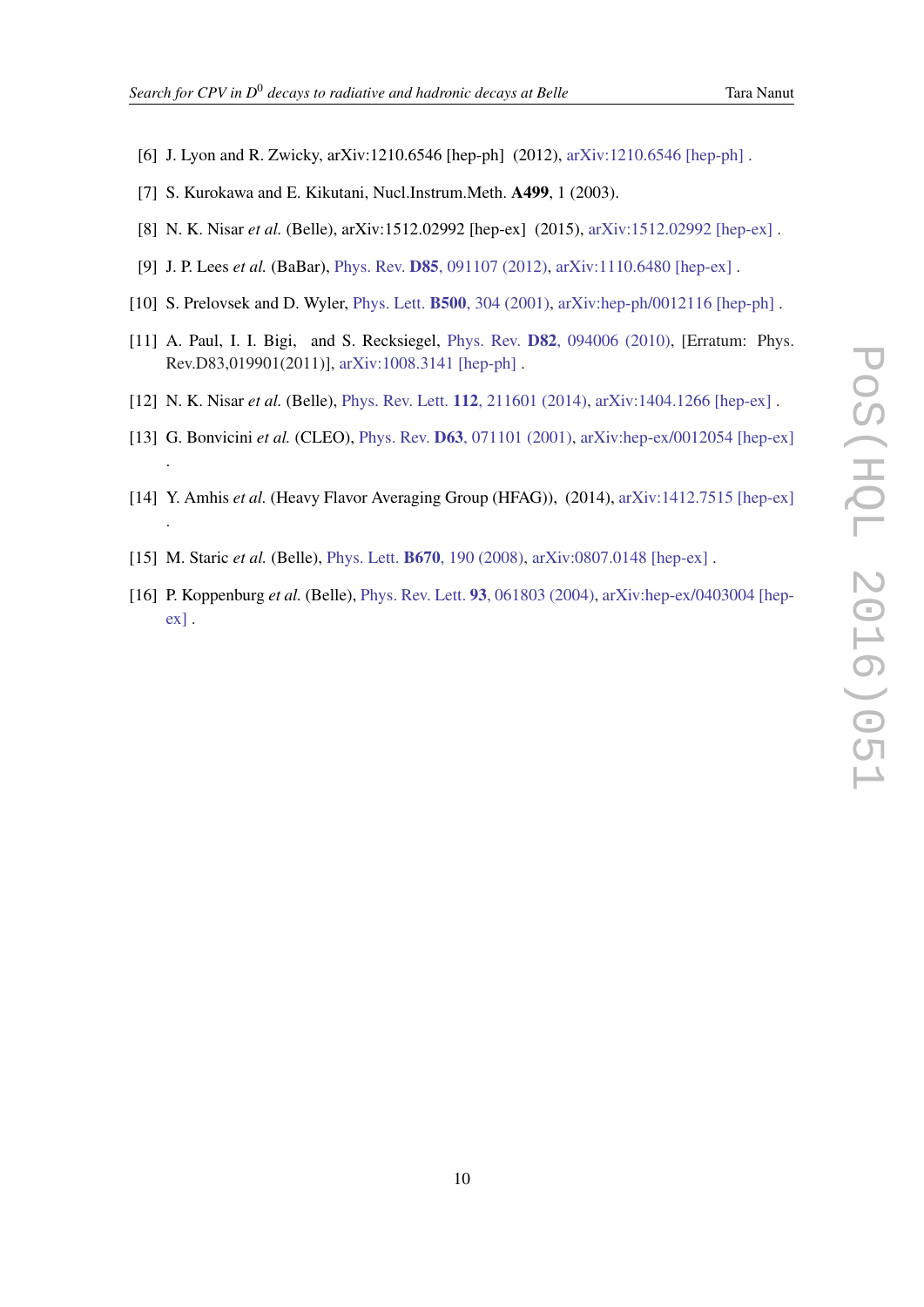[6] J. Lyon and R. Zwicky, arXiv:1210.6546 [hep-ph] (2012), arXiv:1210.6546 [hep-ph] .

[7] S. Kurokawa and E. Kikutani, Nucl.Instrum.Meth. **A499**, 1 (2003).

[8] N. K. Nisar *et al.* (Belle), arXiv:1512.02992 [hep-ex] (2015), arXiv:1512.02992 [hep-ex] .

[9] J. P. Lees *et al.* (BaBar), Phys. Rev. **D85**, 091107 (2012), arXiv:1110.6480 [hep-ex] .

[10] S. Prelovsek and D. Wyler, Phys. Lett. **B500**, 304 (2001), arXiv:hep-ph/0012116 [hep-ph] .

[11] A. Paul, I. I. Bigi, and S. Recksiegel, Phys. Rev. **D82**, 094006 (2010), [Erratum: Phys. Rev.D83,019901(2011)], arXiv:1008.3141 [hep-ph] .

[12] N. K. Nisar *et al.* (Belle), Phys. Rev. Lett. **112**, 211601 (2014), arXiv:1404.1266 [hep-ex] .

[13] G. Bonvicini *et al.* (CLEO), Phys. Rev. **D63**, 071101 (2001), arXiv:hep-ex/0012054 [hep-ex] .

[14] Y. Amhis *et al.* (Heavy Flavor Averaging Group (HFAG)), (2014), arXiv:1412.7515 [hep-ex] .

[15] M. Staric *et al.* (Belle), Phys. Lett. **B670**, 190 (2008), arXiv:0807.0148 [hep-ex] .

[16] P. Koppenburg *et al.* (Belle), Phys. Rev. Lett. **93**, 061803 (2004), arXiv:hep-ex/0403004 [hep-ex] .